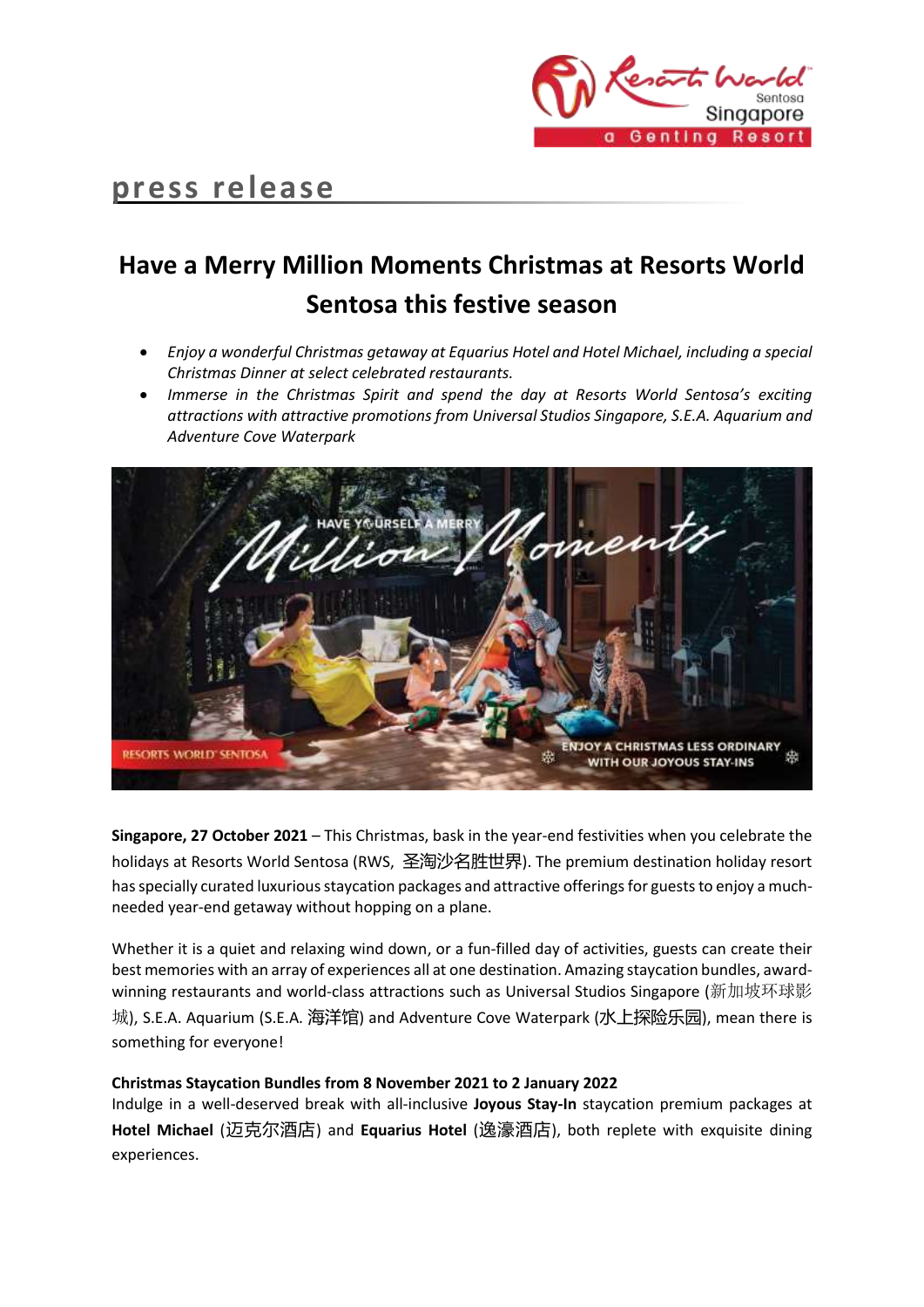press release

# Have a Merry Million Moments Christmas at Resorts World Sentosa this festive season

- *Enjoy a wonderful Christmas getaway at Equarius Hotel and Hotel Michael, including a special Christmas Dinner at select celebrated restaurants.*
- *Immerse in the Christmas Spirit and spend the day at Resorts World Sentosa's exciting attractions with attractive promotions from Universal Studios Singapore, S.E.A. Aquarium and Adventure Cove Waterpark*

**Singapore, 27 October 2021** – This Christmas, bask in the year-end festivities when you celebrate the holidays at Resorts World Sentosa (RWS, 圣淘沙名胜世界). The premium destination holiday resort has specially curated luxurious staycation packages and attractive offerings for guests to enjoy a much-needed year-end getaway without hopping on a plane.

Whether it is a quiet and relaxing wind down, or a fun-filled day of activities, guests can create their best memories with an array of experiences all at one destination. Amazing staycation bundles, award-winning restaurants and world-class attractions such as Universal Studios Singapore (新加坡环球影城), S.E.A. Aquarium (S.E.A. 海洋馆) and Adventure Cove Waterpark (水上探险乐园), mean there is something for everyone!

**Christmas Staycation Bundles from 8 November 2021 to 2 January 2022**

Indulge in a well-deserved break with all-inclusive **Joyous Stay-In** staycation premium packages at **Hotel Michael** (迈克尔酒店) and **Equarius Hotel** (逸濠酒店), both replete with exquisite dining experiences.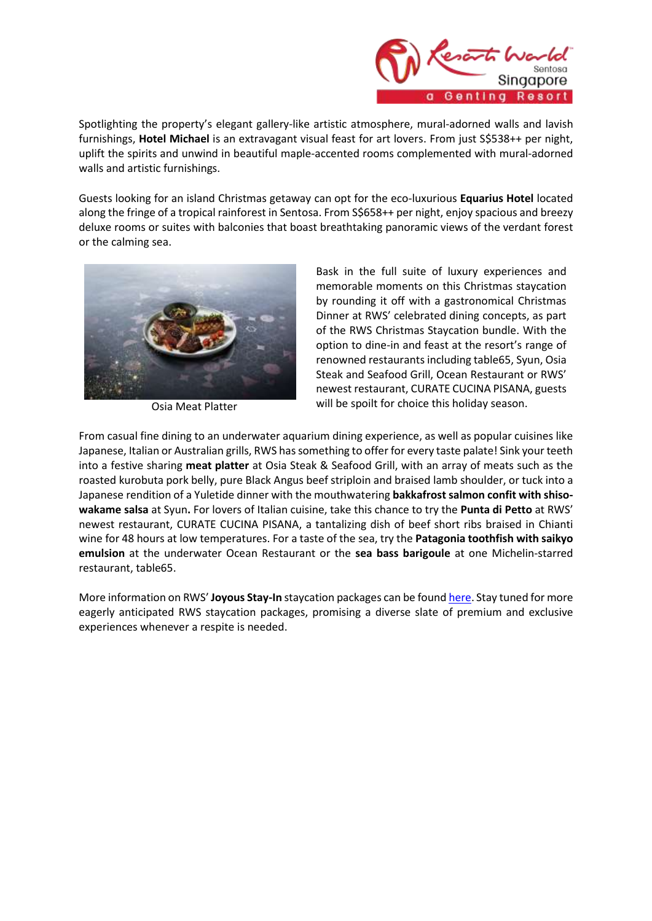Spotlighting the property's elegant gallery-like artistic atmosphere, mural-adorned walls and lavish furnishings, **Hotel Michael** is an extravagant visual feast for art lovers. From just S$538++ per night, uplift the spirits and unwind in beautiful maple-accented rooms complemented with mural-adorned walls and artistic furnishings.

Guests looking for an island Christmas getaway can opt for the eco-luxurious **Equarius Hotel** located along the fringe of a tropical rainforest in Sentosa. From S$658++ per night, enjoy spacious and breezy deluxe rooms or suites with balconies that boast breathtaking panoramic views of the verdant forest or the calming sea.

Osia Meat Platter

Bask in the full suite of luxury experiences and memorable moments on this Christmas staycation by rounding it off with a gastronomical Christmas Dinner at RWS' celebrated dining concepts, as part of the RWS Christmas Staycation bundle. With the option to dine-in and feast at the resort's range of renowned restaurants including table65, Syun, Osia Steak and Seafood Grill, Ocean Restaurant or RWS' newest restaurant, CURATE CUCINA PISANA, guests will be spoilt for choice this holiday season.

From casual fine dining to an underwater aquarium dining experience, as well as popular cuisines like Japanese, Italian or Australian grills, RWS has something to offer for every taste palate! Sink your teeth into a festive sharing **meat platter** at Osia Steak & Seafood Grill, with an array of meats such as the roasted kurobuta pork belly, pure Black Angus beef striploin and braised lamb shoulder, or tuck into a Japanese rendition of a Yuletide dinner with the mouthwatering **bakkafrost salmon confit with shiso-wakame salsa** at Syun**.** For lovers of Italian cuisine, take this chance to try the **Punta di Petto** at RWS' newest restaurant, CURATE CUCINA PISANA, a tantalizing dish of beef short ribs braised in Chianti wine for 48 hours at low temperatures. For a taste of the sea, try the **Patagonia toothfish with saikyo emulsion** at the underwater Ocean Restaurant or the **sea bass barigoule** at one Michelin-starred restaurant, table65.

More information on RWS' **Joyous Stay-In** staycation packages can be found here. Stay tuned for more eagerly anticipated RWS staycation packages, promising a diverse slate of premium and exclusive experiences whenever a respite is needed.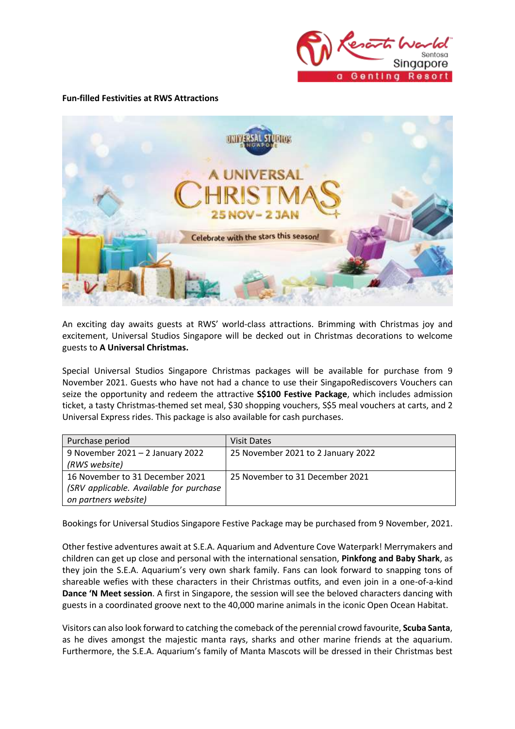**Fun-filled Festivities at RWS Attractions**

An exciting day awaits guests at RWS' world-class attractions. Brimming with Christmas joy and excitement, Universal Studios Singapore will be decked out in Christmas decorations to welcome guests to **A Universal Christmas.**

Special Universal Studios Singapore Christmas packages will be available for purchase from 9 November 2021. Guests who have not had a chance to use their SingapoRediscovers Vouchers can seize the opportunity and redeem the attractive **S$100 Festive Package**, which includes admission ticket, a tasty Christmas-themed set meal, $30 shopping vouchers, S$5 meal vouchers at carts, and 2 Universal Express rides. This package is also available for cash purchases.

| Purchase period | Visit Dates |
|---|---|
| 9 November 2021 – 2 January 2022 *(RWS website)* | 25 November 2021 to 2 January 2022 |
| 16 November to 31 December 2021 *(SRV applicable. Available for purchase on partners website)* | 25 November to 31 December 2021 |

Bookings for Universal Studios Singapore Festive Package may be purchased from 9 November, 2021.

Other festive adventures await at S.E.A. Aquarium and Adventure Cove Waterpark! Merrymakers and children can get up close and personal with the international sensation, **Pinkfong and Baby Shark**, as they join the S.E.A. Aquarium's very own shark family. Fans can look forward to snapping tons of shareable wefies with these characters in their Christmas outfits, and even join in a one-of-a-kind **Dance 'N Meet session**. A first in Singapore, the session will see the beloved characters dancing with guests in a coordinated groove next to the 40,000 marine animals in the iconic Open Ocean Habitat.

Visitors can also look forward to catching the comeback of the perennial crowd favourite, **Scuba Santa**, as he dives amongst the majestic manta rays, sharks and other marine friends at the aquarium. Furthermore, the S.E.A. Aquarium's family of Manta Mascots will be dressed in their Christmas best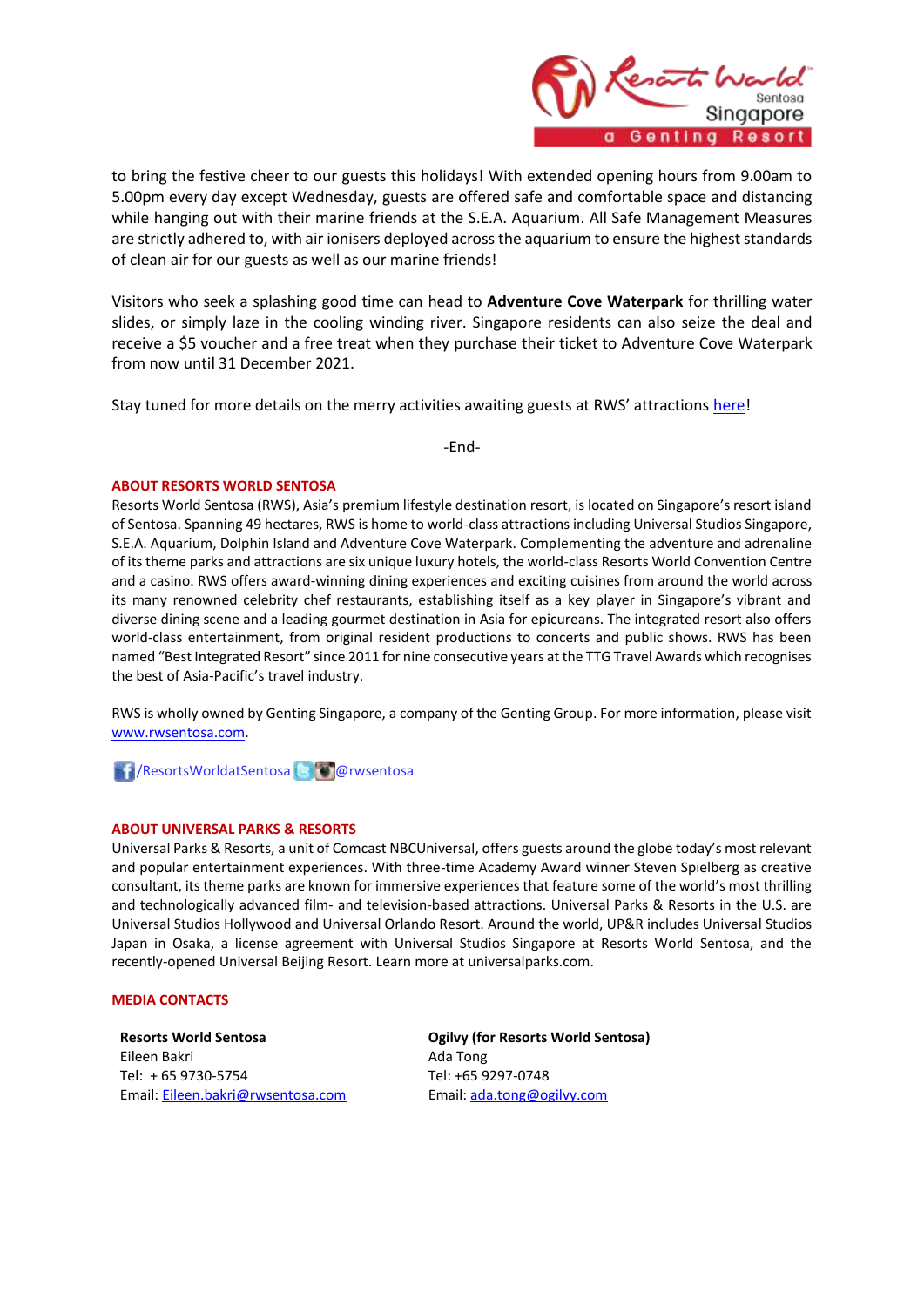to bring the festive cheer to our guests this holidays! With extended opening hours from 9.00am to 5.00pm every day except Wednesday, guests are offered safe and comfortable space and distancing while hanging out with their marine friends at the S.E.A. Aquarium. All Safe Management Measures are strictly adhered to, with air ionisers deployed across the aquarium to ensure the highest standards of clean air for our guests as well as our marine friends!

Visitors who seek a splashing good time can head to **Adventure Cove Waterpark** for thrilling water slides, or simply laze in the cooling winding river. Singapore residents can also seize the deal and receive a $5 voucher and a free treat when they purchase their ticket to Adventure Cove Waterpark from now until 31 December 2021.

Stay tuned for more details on the merry activities awaiting guests at RWS' attractions here!

-End-

## ABOUT RESORTS WORLD SENTOSA

Resorts World Sentosa (RWS), Asia's premium lifestyle destination resort, is located on Singapore's resort island of Sentosa. Spanning 49 hectares, RWS is home to world-class attractions including Universal Studios Singapore, S.E.A. Aquarium, Dolphin Island and Adventure Cove Waterpark. Complementing the adventure and adrenaline of its theme parks and attractions are six unique luxury hotels, the world-class Resorts World Convention Centre and a casino. RWS offers award-winning dining experiences and exciting cuisines from around the world across its many renowned celebrity chef restaurants, establishing itself as a key player in Singapore's vibrant and diverse dining scene and a leading gourmet destination in Asia for epicureans. The integrated resort also offers world-class entertainment, from original resident productions to concerts and public shows. RWS has been named "Best Integrated Resort" since 2011 for nine consecutive years at the TTG Travel Awards which recognises the best of Asia-Pacific's travel industry.

RWS is wholly owned by Genting Singapore, a company of the Genting Group. For more information, please visit www.rwsentosa.com.

/ResortsWorldatSentosa @rwsentosa

## ABOUT UNIVERSAL PARKS & RESORTS

Universal Parks & Resorts, a unit of Comcast NBCUniversal, offers guests around the globe today's most relevant and popular entertainment experiences. With three-time Academy Award winner Steven Spielberg as creative consultant, its theme parks are known for immersive experiences that feature some of the world's most thrilling and technologically advanced film- and television-based attractions. Universal Parks & Resorts in the U.S. are Universal Studios Hollywood and Universal Orlando Resort. Around the world, UP&R includes Universal Studios Japan in Osaka, a license agreement with Universal Studios Singapore at Resorts World Sentosa, and the recently-opened Universal Beijing Resort. Learn more at universalparks.com.

## MEDIA CONTACTS

**Resorts World Sentosa**
Eileen Bakri
Tel: + 65 9730-5754
Email: Eileen.bakri@rwsentosa.com

**Ogilvy (for Resorts World Sentosa)**
Ada Tong
Tel: +65 9297-0748
Email: ada.tong@ogilvy.com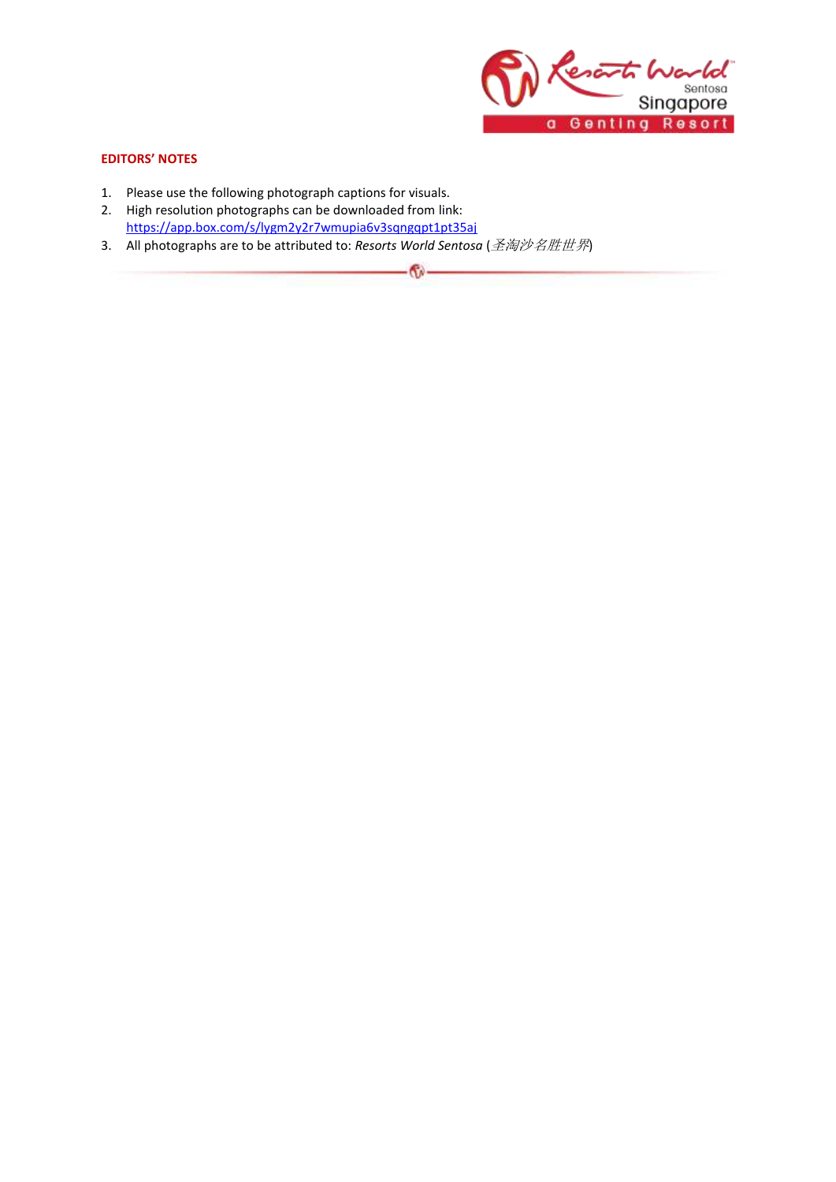**EDITORS' NOTES**

1. Please use the following photograph captions for visuals.
2. High resolution photographs can be downloaded from link: https://app.box.com/s/lygm2y2r7wmupia6v3sqngqpt1pt35aj
3. All photographs are to be attributed to: *Resorts World Sentosa* (*圣淘沙名胜世界*)